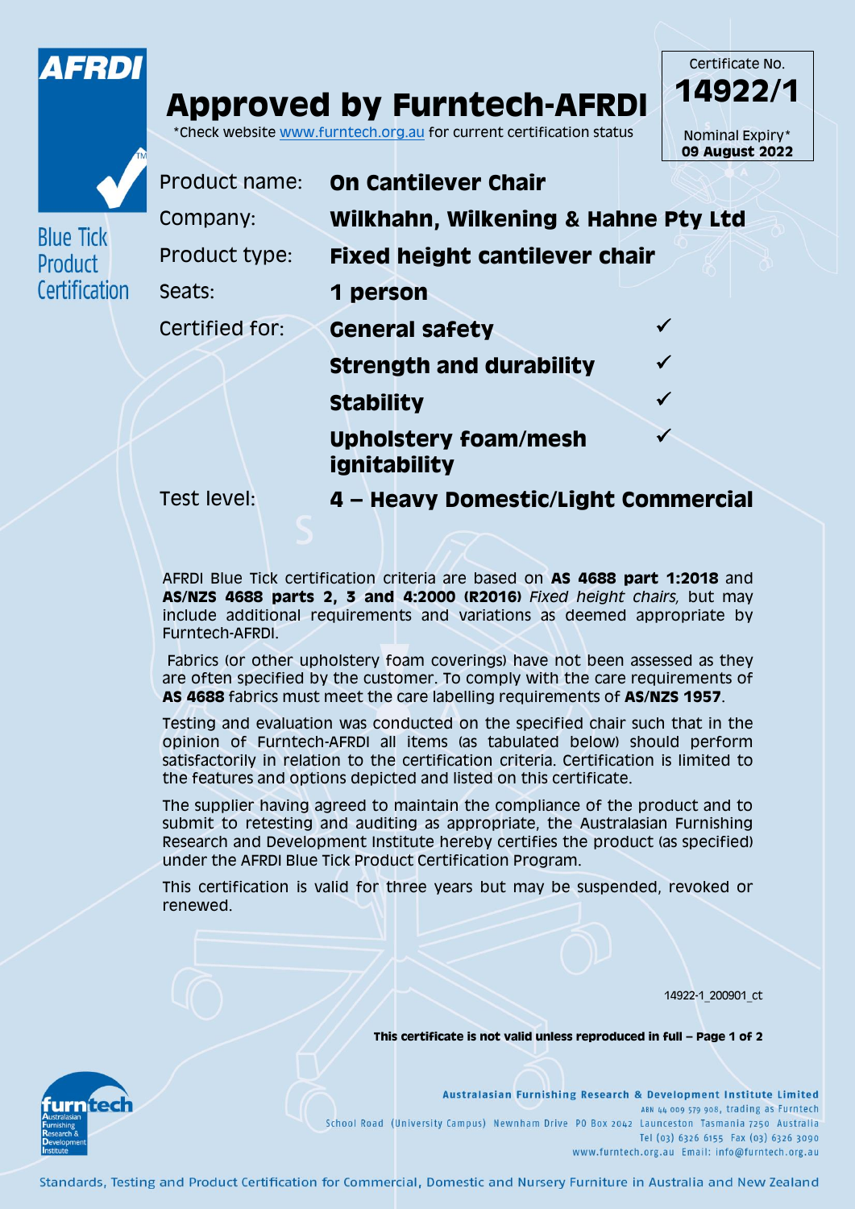AFRDI

Blue Tick Product Certification

# Approved by Furntech-AFRDI

*Check website www.furntech.org.au for current certification status

Certificate No.
**14922/1**

Nominal Expiry*
**09 August 2022**

| | |
|---|---|
| Product name: | **On Cantilever Chair** |
| Company: | **Wilkhahn, Wilkening & Hahne Pty Ltd** |
| Product type: | **Fixed height cantilever chair** |
| Seats: | **1 person** |
| Certified for: | **General safety** ✓ |
| | **Strength and durability** ✓ |
| | **Stability** ✓ |
| | **Upholstery foam/mesh ignitability** ✓ |
| Test level: | **4 – Heavy Domestic/Light Commercial** |

AFRDI Blue Tick certification criteria are based on **AS 4688 part 1:2018** and **AS/NZS 4688 parts 2, 3 and 4:2000 (R2016)** *Fixed height chairs,* but may include additional requirements and variations as deemed appropriate by Furntech-AFRDI.

Fabrics (or other upholstery foam coverings) have not been assessed as they are often specified by the customer. To comply with the care requirements of **AS 4688** fabrics must meet the care labelling requirements of **AS/NZS 1957**.

Testing and evaluation was conducted on the specified chair such that in the opinion of Furntech-AFRDI all items (as tabulated below) should perform satisfactorily in relation to the certification criteria. Certification is limited to the features and options depicted and listed on this certificate.

The supplier having agreed to maintain the compliance of the product and to submit to retesting and auditing as appropriate, the Australasian Furnishing Research and Development Institute hereby certifies the product (as specified) under the AFRDI Blue Tick Product Certification Program.

This certification is valid for three years but may be suspended, revoked or renewed.

14922-1_200901_ct

**This certificate is not valid unless reproduced in full – Page 1 of 2**

furntech
Australasian Furnishing Research & Development Institute

**Australasian Furnishing Research & Development Institute Limited**
ABN 44 009 579 908, trading as Furntech
School Road (University Campus) Newnham Drive PO Box 2042 Launceston Tasmania 7250 Australia
Tel (03) 6326 6155 Fax (03) 6326 3090
www.furntech.org.au Email: info@furntech.org.au

Standards, Testing and Product Certification for Commercial, Domestic and Nursery Furniture in Australia and New Zealand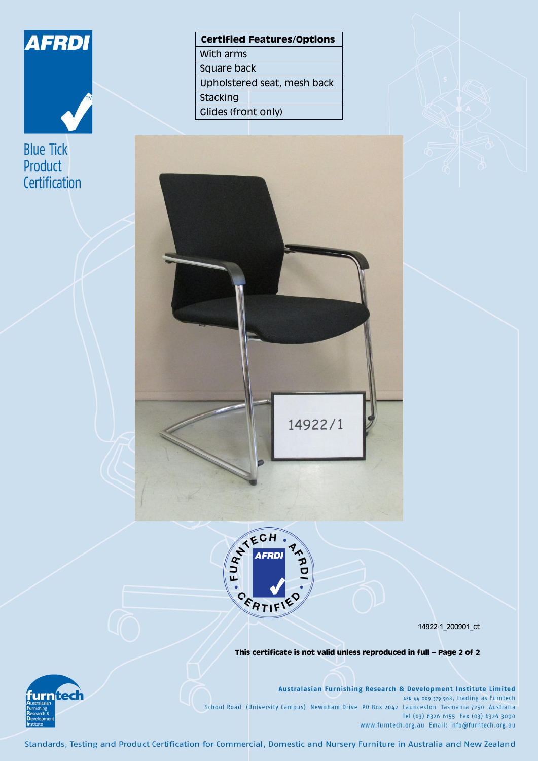AFRDI

Blue Tick Product Certification

| Certified Features/Options |
| --- |
| With arms |
| Square back |
| Upholstered seat, mesh back |
| Stacking |
| Glides (front only) |

14922/1

FURNTECH · AFRDI · CERTIFIED

14922-1_200901_ct

**This certificate is not valid unless reproduced in full – Page 2 of 2**

furntech Australasian Furnishing Research & Development Institute

**Australasian Furnishing Research & Development Institute Limited**
ABN 44 009 579 908, trading as Furntech
School Road (University Campus) Newnham Drive PO Box 2042 Launceston Tasmania 7250 Australia
Tel (03) 6326 6155 Fax (03) 6326 3090
www.furntech.org.au Email: info@furntech.org.au

Standards, Testing and Product Certification for Commercial, Domestic and Nursery Furniture in Australia and New Zealand